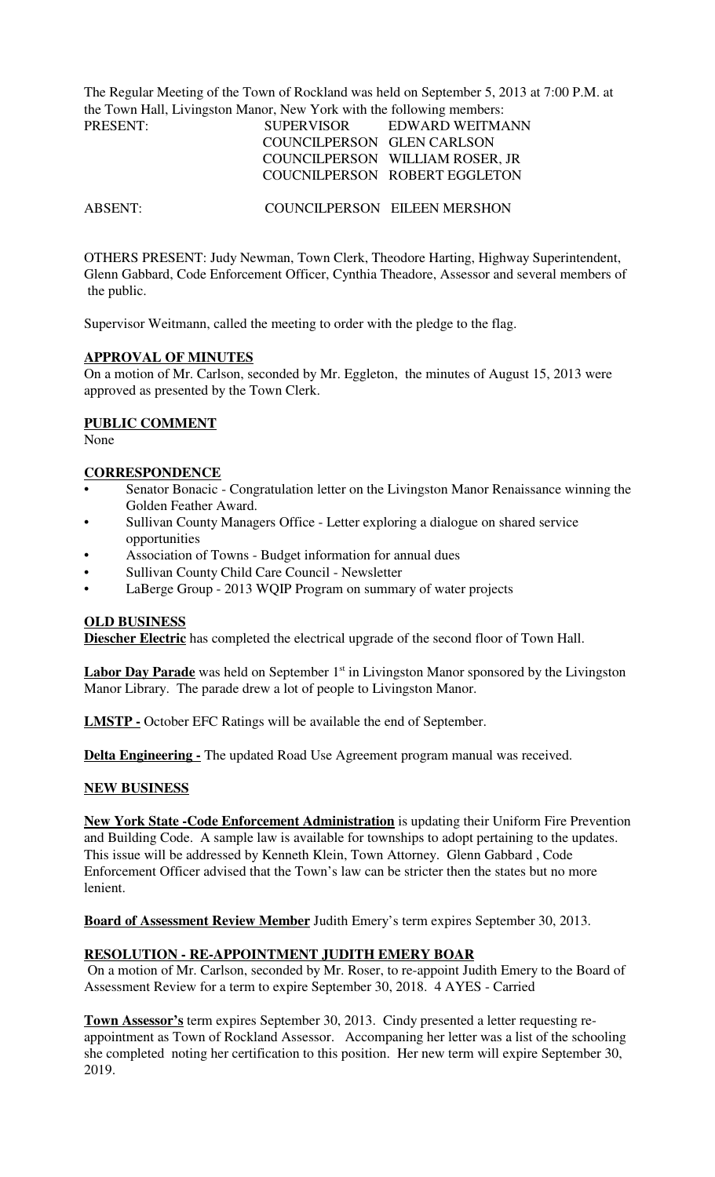The Regular Meeting of the Town of Rockland was held on September 5, 2013 at 7:00 P.M. at the Town Hall, Livingston Manor, New York with the following members:

PRESENT: SUPERVISOR EDWARD WEITMANN
COUNCILPERSON GLEN CARLSON
COUNCILPERSON WILLIAM ROSER, JR
COUCNILPERSON ROBERT EGGLETON

ABSENT: COUNCILPERSON EILEEN MERSHON

OTHERS PRESENT: Judy Newman, Town Clerk, Theodore Harting, Highway Superintendent, Glenn Gabbard, Code Enforcement Officer, Cynthia Theadore, Assessor and several members of the public.

Supervisor Weitmann, called the meeting to order with the pledge to the flag.

**APPROVAL OF MINUTES**

On a motion of Mr. Carlson, seconded by Mr. Eggleton, the minutes of August 15, 2013 were approved as presented by the Town Clerk.

**PUBLIC COMMENT**

None

**CORRESPONDENCE**

- Senator Bonacic - Congratulation letter on the Livingston Manor Renaissance winning the Golden Feather Award.
- Sullivan County Managers Office - Letter exploring a dialogue on shared service opportunities
- Association of Towns - Budget information for annual dues
- Sullivan County Child Care Council - Newsletter
- LaBerge Group - 2013 WQIP Program on summary of water projects

**OLD BUSINESS**

**Diescher Electric** has completed the electrical upgrade of the second floor of Town Hall.

**Labor Day Parade** was held on September 1st in Livingston Manor sponsored by the Livingston Manor Library. The parade drew a lot of people to Livingston Manor.

**LMSTP -** October EFC Ratings will be available the end of September.

**Delta Engineering -** The updated Road Use Agreement program manual was received.

**NEW BUSINESS**

**New York State -Code Enforcement Administration** is updating their Uniform Fire Prevention and Building Code. A sample law is available for townships to adopt pertaining to the updates. This issue will be addressed by Kenneth Klein, Town Attorney. Glenn Gabbard , Code Enforcement Officer advised that the Town's law can be stricter then the states but no more lenient.

**Board of Assessment Review Member** Judith Emery's term expires September 30, 2013.

**RESOLUTION - RE-APPOINTMENT JUDITH EMERY BOAR**

On a motion of Mr. Carlson, seconded by Mr. Roser, to re-appoint Judith Emery to the Board of Assessment Review for a term to expire September 30, 2018. 4 AYES - Carried

**Town Assessor's** term expires September 30, 2013. Cindy presented a letter requesting re-appointment as Town of Rockland Assessor. Accompanying her letter was a list of the schooling she completed noting her certification to this position. Her new term will expire September 30, 2019.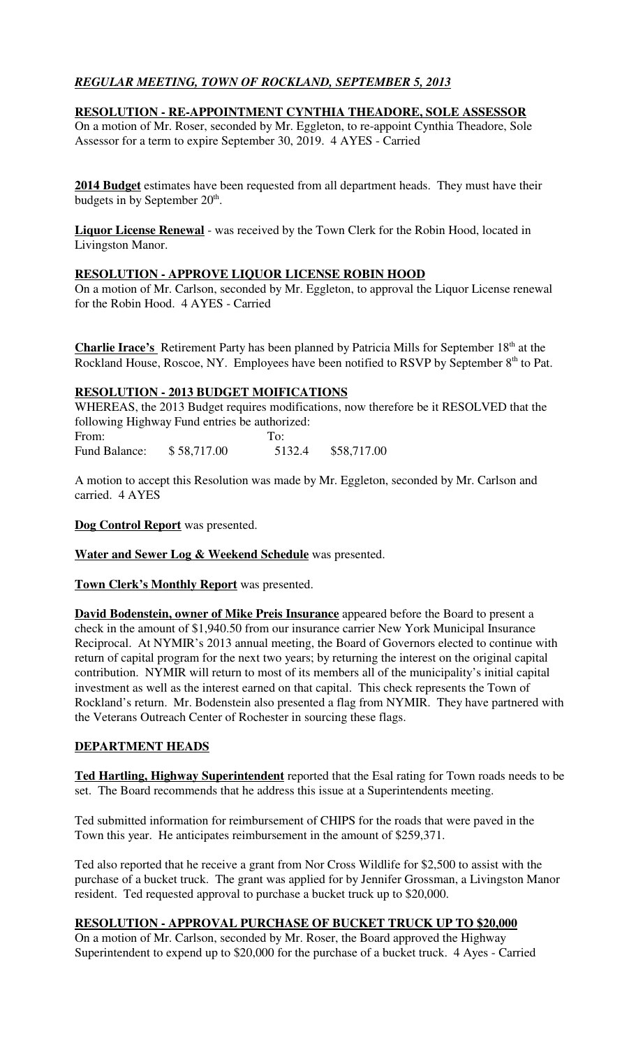***REGULAR MEETING, TOWN OF ROCKLAND, SEPTEMBER 5, 2013***

**RESOLUTION - RE-APPOINTMENT CYNTHIA THEADORE, SOLE ASSESSOR**

On a motion of Mr. Roser, seconded by Mr. Eggleton, to re-appoint Cynthia Theadore, Sole Assessor for a term to expire September 30, 2019. 4 AYES - Carried

**2014 Budget** estimates have been requested from all department heads. They must have their budgets in by September 20th.

**Liquor License Renewal** - was received by the Town Clerk for the Robin Hood, located in Livingston Manor.

**RESOLUTION - APPROVE LIQUOR LICENSE ROBIN HOOD**

On a motion of Mr. Carlson, seconded by Mr. Eggleton, to approval the Liquor License renewal for the Robin Hood. 4 AYES - Carried

**Charlie Irace's** Retirement Party has been planned by Patricia Mills for September 18th at the Rockland House, Roscoe, NY. Employees have been notified to RSVP by September 8th to Pat.

**RESOLUTION - 2013 BUDGET MOIFICATIONS**

WHEREAS, the 2013 Budget requires modifications, now therefore be it RESOLVED that the following Highway Fund entries be authorized:

| From: | | To: | |
|---|---|---|---|
| Fund Balance: | $ 58,717.00 | 5132.4 | $58,717.00 |

A motion to accept this Resolution was made by Mr. Eggleton, seconded by Mr. Carlson and carried. 4 AYES

**Dog Control Report** was presented.

**Water and Sewer Log & Weekend Schedule** was presented.

**Town Clerk's Monthly Report** was presented.

**David Bodenstein, owner of Mike Preis Insurance** appeared before the Board to present a check in the amount of $1,940.50 from our insurance carrier New York Municipal Insurance Reciprocal. At NYMIR's 2013 annual meeting, the Board of Governors elected to continue with return of capital program for the next two years; by returning the interest on the original capital contribution. NYMIR will return to most of its members all of the municipality's initial capital investment as well as the interest earned on that capital. This check represents the Town of Rockland's return. Mr. Bodenstein also presented a flag from NYMIR. They have partnered with the Veterans Outreach Center of Rochester in sourcing these flags.

**DEPARTMENT HEADS**

**Ted Hartling, Highway Superintendent** reported that the Esal rating for Town roads needs to be set. The Board recommends that he address this issue at a Superintendents meeting.

Ted submitted information for reimbursement of CHIPS for the roads that were paved in the Town this year. He anticipates reimbursement in the amount of $259,371.

Ted also reported that he receive a grant from Nor Cross Wildlife for $2,500 to assist with the purchase of a bucket truck. The grant was applied for by Jennifer Grossman, a Livingston Manor resident. Ted requested approval to purchase a bucket truck up to $20,000.

**RESOLUTION - APPROVAL PURCHASE OF BUCKET TRUCK UP TO $20,000**

On a motion of Mr. Carlson, seconded by Mr. Roser, the Board approved the Highway Superintendent to expend up to $20,000 for the purchase of a bucket truck. 4 Ayes - Carried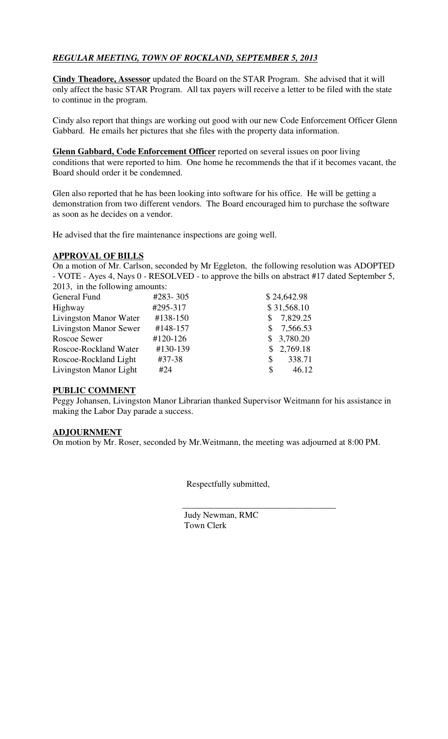***REGULAR MEETING, TOWN OF ROCKLAND, SEPTEMBER 5, 2013***

**Cindy Theadore, Assessor** updated the Board on the STAR Program. She advised that it will only affect the basic STAR Program. All tax payers will receive a letter to be filed with the state to continue in the program.

Cindy also report that things are working out good with our new Code Enforcement Officer Glenn Gabbard. He emails her pictures that she files with the property data information.

**Glenn Gabbard, Code Enforcement Officer** reported on several issues on poor living conditions that were reported to him. One home he recommends the that if it becomes vacant, the Board should order it be condemned.

Glen also reported that he has been looking into software for his office. He will be getting a demonstration from two different vendors. The Board encouraged him to purchase the software as soon as he decides on a vendor.

He advised that the fire maintenance inspections are going well.

**APPROVAL OF BILLS**

On a motion of Mr. Carlson, seconded by Mr Eggleton, the following resolution was ADOPTED - VOTE - Ayes 4, Nays 0 - RESOLVED - to approve the bills on abstract #17 dated September 5, 2013, in the following amounts:

| | | |
|---|---|---|
| General Fund | #283- 305 | $ 24,642.98 |
| Highway | #295-317 | $ 31,568.10 |
| Livingston Manor Water | #138-150 | $ 7,829.25 |
| Livingston Manor Sewer | #148-157 | $ 7,566.53 |
| Roscoe Sewer | #120-126 | $ 3,780.20 |
| Roscoe-Rockland Water | #130-139 | $ 2,769.18 |
| Roscoe-Rockland Light | #37-38 | $ 338.71 |
| Livingston Manor Light | #24 | $ 46.12 |

**PUBLIC COMMENT**

Peggy Johansen, Livingston Manor Librarian thanked Supervisor Weitmann for his assistance in making the Labor Day parade a success.

**ADJOURNMENT**

On motion by Mr. Roser, seconded by Mr.Weitmann, the meeting was adjourned at 8:00 PM.

Respectfully submitted,

\_\_\_\_\_\_\_\_\_\_\_\_\_\_\_\_\_\_\_\_\_\_\_\_\_\_\_\_\_\_\_\_\_\_\_

Judy Newman, RMC
Town Clerk